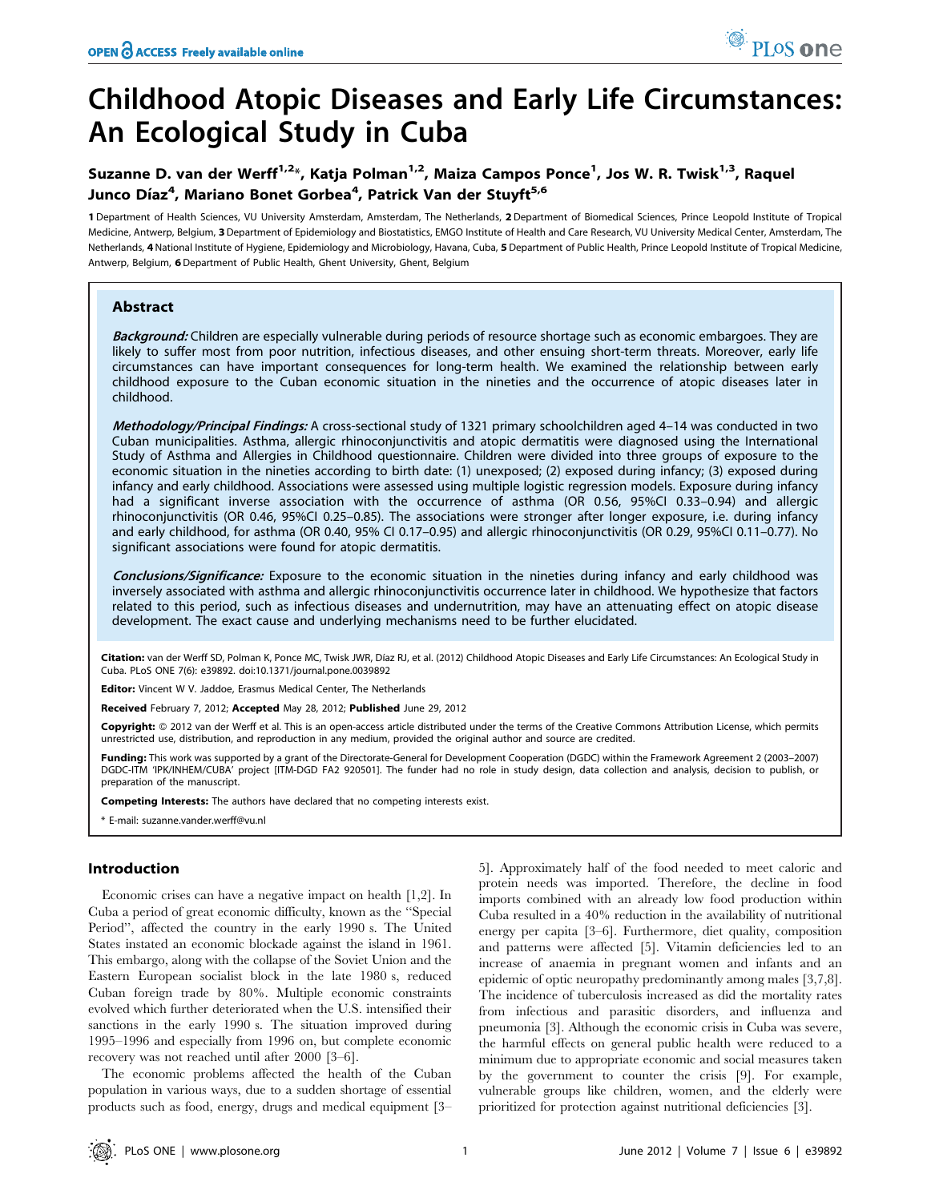# Childhood Atopic Diseases and Early Life Circumstances: An Ecological Study in Cuba

Suzanne D. van der Werff[1,2]*, Katja Polman[1,2], Maiza Campos Ponce[1], Jos W. R. Twisk[1,3], Raquel Junco Díaz[4], Mariano Bonet Gorbea[4], Patrick Van der Stuyft[5,6]

**1** Department of Health Sciences, VU University Amsterdam, Amsterdam, The Netherlands, **2** Department of Biomedical Sciences, Prince Leopold Institute of Tropical Medicine, Antwerp, Belgium, **3** Department of Epidemiology and Biostatistics, EMGO Institute of Health and Care Research, VU University Medical Center, Amsterdam, The Netherlands, **4** National Institute of Hygiene, Epidemiology and Microbiology, Havana, Cuba, **5** Department of Public Health, Prince Leopold Institute of Tropical Medicine, Antwerp, Belgium, **6** Department of Public Health, Ghent University, Ghent, Belgium

## Abstract

***Background:*** Children are especially vulnerable during periods of resource shortage such as economic embargoes. They are likely to suffer most from poor nutrition, infectious diseases, and other ensuing short-term threats. Moreover, early life circumstances can have important consequences for long-term health. We examined the relationship between early childhood exposure to the Cuban economic situation in the nineties and the occurrence of atopic diseases later in childhood.

***Methodology/Principal Findings:*** A cross-sectional study of 1321 primary schoolchildren aged 4–14 was conducted in two Cuban municipalities. Asthma, allergic rhinoconjunctivitis and atopic dermatitis were diagnosed using the International Study of Asthma and Allergies in Childhood questionnaire. Children were divided into three groups of exposure to the economic situation in the nineties according to birth date: (1) unexposed; (2) exposed during infancy; (3) exposed during infancy and early childhood. Associations were assessed using multiple logistic regression models. Exposure during infancy had a significant inverse association with the occurrence of asthma (OR 0.56, 95%CI 0.33–0.94) and allergic rhinoconjunctivitis (OR 0.46, 95%CI 0.25–0.85). The associations were stronger after longer exposure, i.e. during infancy and early childhood, for asthma (OR 0.40, 95% CI 0.17–0.95) and allergic rhinoconjunctivitis (OR 0.29, 95%CI 0.11–0.77). No significant associations were found for atopic dermatitis.

***Conclusions/Significance:*** Exposure to the economic situation in the nineties during infancy and early childhood was inversely associated with asthma and allergic rhinoconjunctivitis occurrence later in childhood. We hypothesize that factors related to this period, such as infectious diseases and undernutrition, may have an attenuating effect on atopic disease development. The exact cause and underlying mechanisms need to be further elucidated.

**Citation:** van der Werff SD, Polman K, Ponce MC, Twisk JWR, Díaz RJ, et al. (2012) Childhood Atopic Diseases and Early Life Circumstances: An Ecological Study in Cuba. PLoS ONE 7(6): e39892. doi:10.1371/journal.pone.0039892

**Editor:** Vincent W V. Jaddoe, Erasmus Medical Center, The Netherlands

**Received** February 7, 2012; **Accepted** May 28, 2012; **Published** June 29, 2012

**Copyright:** © 2012 van der Werff et al. This is an open-access article distributed under the terms of the Creative Commons Attribution License, which permits unrestricted use, distribution, and reproduction in any medium, provided the original author and source are credited.

**Funding:** This work was supported by a grant of the Directorate-General for Development Cooperation (DGDC) within the Framework Agreement 2 (2003–2007) DGDC-ITM 'IPK/INHEM/CUBA' project [ITM-DGD FA2 920501]. The funder had no role in study design, data collection and analysis, decision to publish, or preparation of the manuscript.

**Competing Interests:** The authors have declared that no competing interests exist.

\* E-mail: suzanne.vander.werff@vu.nl

## Introduction

Economic crises can have a negative impact on health [1,2]. In Cuba a period of great economic difficulty, known as the "Special Period", affected the country in the early 1990 s. The United States instated an economic blockade against the island in 1961. This embargo, along with the collapse of the Soviet Union and the Eastern European socialist block in the late 1980 s, reduced Cuban foreign trade by 80%. Multiple economic constraints evolved which further deteriorated when the U.S. intensified their sanctions in the early 1990 s. The situation improved during 1995–1996 and especially from 1996 on, but complete economic recovery was not reached until after 2000 [3–6].

The economic problems affected the health of the Cuban population in various ways, due to a sudden shortage of essential products such as food, energy, drugs and medical equipment [3–5]. Approximately half of the food needed to meet caloric and protein needs was imported. Therefore, the decline in food imports combined with an already low food production within Cuba resulted in a 40% reduction in the availability of nutritional energy per capita [3–6]. Furthermore, diet quality, composition and patterns were affected [5]. Vitamin deficiencies led to an increase of anaemia in pregnant women and infants and an epidemic of optic neuropathy predominantly among males [3,7,8]. The incidence of tuberculosis increased as did the mortality rates from infectious and parasitic disorders, and influenza and pneumonia [3]. Although the economic crisis in Cuba was severe, the harmful effects on general public health were reduced to a minimum due to appropriate economic and social measures taken by the government to counter the crisis [9]. For example, vulnerable groups like children, women, and the elderly were prioritized for protection against nutritional deficiencies [3].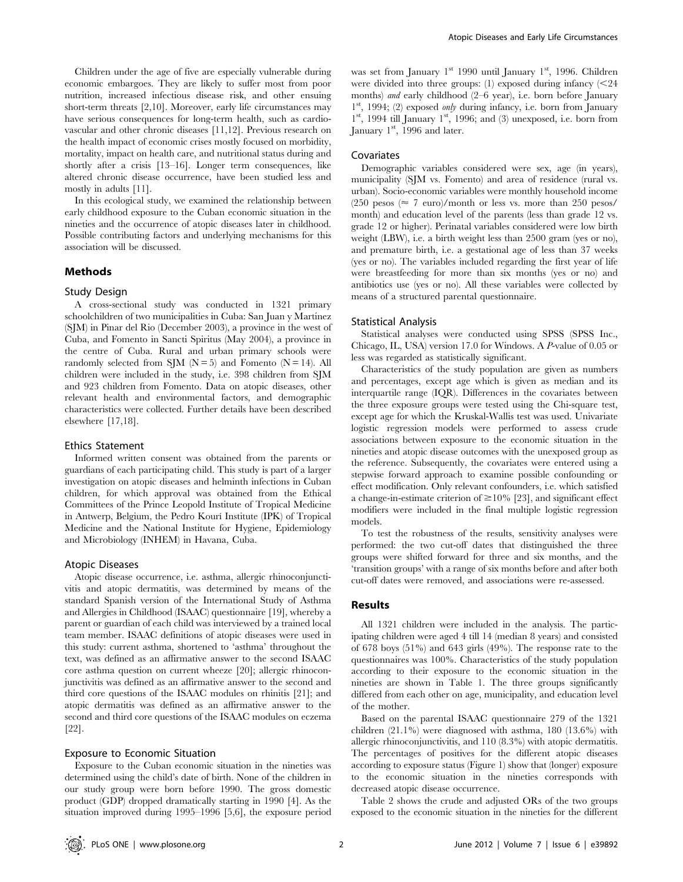Children under the age of five are especially vulnerable during economic embargoes. They are likely to suffer most from poor nutrition, increased infectious disease risk, and other ensuing short-term threats [2,10]. Moreover, early life circumstances may have serious consequences for long-term health, such as cardiovascular and other chronic diseases [11,12]. Previous research on the health impact of economic crises mostly focused on morbidity, mortality, impact on health care, and nutritional status during and shortly after a crisis [13–16]. Longer term consequences, like altered chronic disease occurrence, have been studied less and mostly in adults [11].

In this ecological study, we examined the relationship between early childhood exposure to the Cuban economic situation in the nineties and the occurrence of atopic diseases later in childhood. Possible contributing factors and underlying mechanisms for this association will be discussed.

## Methods

### Study Design

A cross-sectional study was conducted in 1321 primary schoolchildren of two municipalities in Cuba: San Juan y Martínez (SJM) in Pinar del Rio (December 2003), a province in the west of Cuba, and Fomento in Sancti Spiritus (May 2004), a province in the centre of Cuba. Rural and urban primary schools were randomly selected from SJM (N = 5) and Fomento (N = 14). All children were included in the study, i.e. 398 children from SJM and 923 children from Fomento. Data on atopic diseases, other relevant health and environmental factors, and demographic characteristics were collected. Further details have been described elsewhere [17,18].

### Ethics Statement

Informed written consent was obtained from the parents or guardians of each participating child. This study is part of a larger investigation on atopic diseases and helminth infections in Cuban children, for which approval was obtained from the Ethical Committees of the Prince Leopold Institute of Tropical Medicine in Antwerp, Belgium, the Pedro Kourí Institute (IPK) of Tropical Medicine and the National Institute for Hygiene, Epidemiology and Microbiology (INHEM) in Havana, Cuba.

### Atopic Diseases

Atopic disease occurrence, i.e. asthma, allergic rhinoconjunctivitis and atopic dermatitis, was determined by means of the standard Spanish version of the International Study of Asthma and Allergies in Childhood (ISAAC) questionnaire [19], whereby a parent or guardian of each child was interviewed by a trained local team member. ISAAC definitions of atopic diseases were used in this study: current asthma, shortened to 'asthma' throughout the text, was defined as an affirmative answer to the second ISAAC core asthma question on current wheeze [20]; allergic rhinoconjunctivitis was defined as an affirmative answer to the second and third core questions of the ISAAC modules on rhinitis [21]; and atopic dermatitis was defined as an affirmative answer to the second and third core questions of the ISAAC modules on eczema [22].

### Exposure to Economic Situation

Exposure to the Cuban economic situation in the nineties was determined using the child's date of birth. None of the children in our study group were born before 1990. The gross domestic product (GDP) dropped dramatically starting in 1990 [4]. As the situation improved during 1995–1996 [5,6], the exposure period was set from January 1st 1990 until January 1st, 1996. Children were divided into three groups: (1) exposed during infancy (<24 months) *and* early childhood (2–6 year), i.e. born before January 1st, 1994; (2) exposed *only* during infancy, i.e. born from January 1st, 1994 till January 1st, 1996; and (3) unexposed, i.e. born from January 1st, 1996 and later.

### Covariates

Demographic variables considered were sex, age (in years), municipality (SJM vs. Fomento) and area of residence (rural vs. urban). Socio-economic variables were monthly household income (250 pesos (≈ 7 euro)/month or less vs. more than 250 pesos/month) and education level of the parents (less than grade 12 vs. grade 12 or higher). Perinatal variables considered were low birth weight (LBW), i.e. a birth weight less than 2500 gram (yes or no), and premature birth, i.e. a gestational age of less than 37 weeks (yes or no). The variables included regarding the first year of life were breastfeeding for more than six months (yes or no) and antibiotics use (yes or no). All these variables were collected by means of a structured parental questionnaire.

### Statistical Analysis

Statistical analyses were conducted using SPSS (SPSS Inc., Chicago, IL, USA) version 17.0 for Windows. A *P*-value of 0.05 or less was regarded as statistically significant.

Characteristics of the study population are given as numbers and percentages, except age which is given as median and its interquartile range (IQR). Differences in the covariates between the three exposure groups were tested using the Chi-square test, except age for which the Kruskal-Wallis test was used. Univariate logistic regression models were performed to assess crude associations between exposure to the economic situation in the nineties and atopic disease outcomes with the unexposed group as the reference. Subsequently, the covariates were entered using a stepwise forward approach to examine possible confounding or effect modification. Only relevant confounders, i.e. which satisfied a change-in-estimate criterion of ≥10% [23], and significant effect modifiers were included in the final multiple logistic regression models.

To test the robustness of the results, sensitivity analyses were performed: the two cut-off dates that distinguished the three groups were shifted forward for three and six months, and the 'transition groups' with a range of six months before and after both cut-off dates were removed, and associations were re-assessed.

## Results

All 1321 children were included in the analysis. The participating children were aged 4 till 14 (median 8 years) and consisted of 678 boys (51%) and 643 girls (49%). The response rate to the questionnaires was 100%. Characteristics of the study population according to their exposure to the economic situation in the nineties are shown in Table 1. The three groups significantly differed from each other on age, municipality, and education level of the mother.

Based on the parental ISAAC questionnaire 279 of the 1321 children (21.1%) were diagnosed with asthma, 180 (13.6%) with allergic rhinoconjunctivitis, and 110 (8.3%) with atopic dermatitis. The percentages of positives for the different atopic diseases according to exposure status (Figure 1) show that (longer) exposure to the economic situation in the nineties corresponds with decreased atopic disease occurrence.

Table 2 shows the crude and adjusted ORs of the two groups exposed to the economic situation in the nineties for the different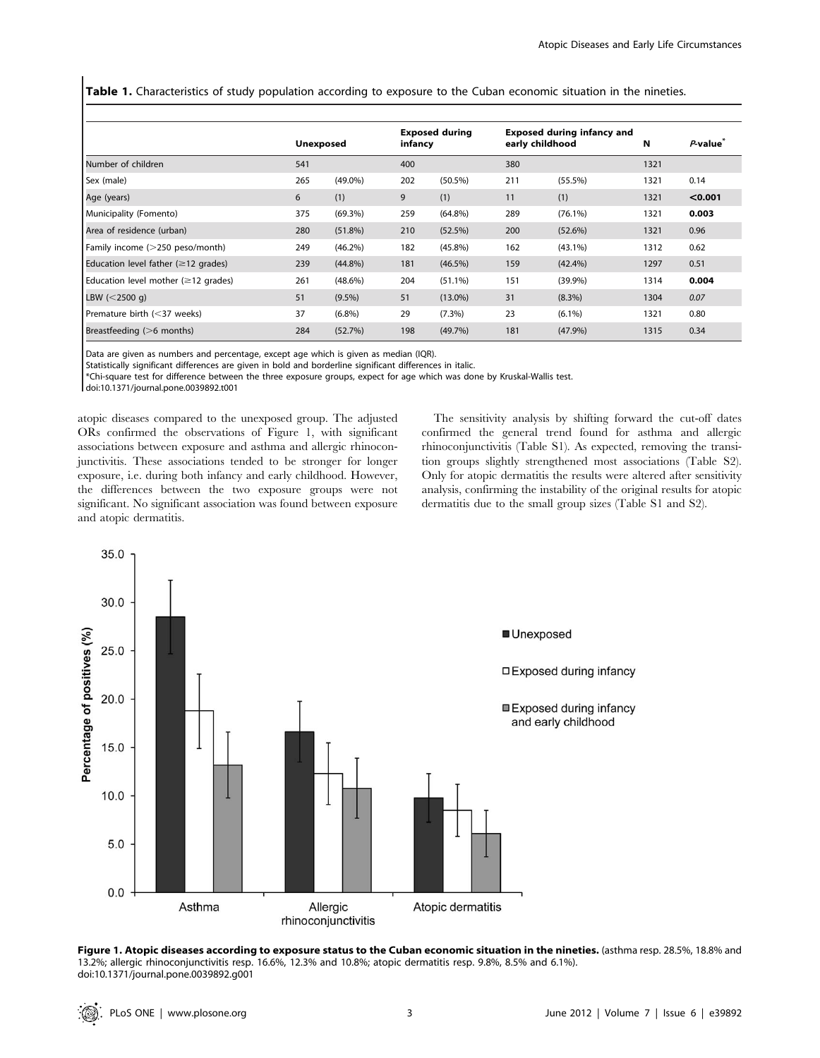**Table 1.** Characteristics of study population according to exposure to the Cuban economic situation in the nineties.

| | Unexposed | | Exposed during infancy | | Exposed during infancy and early childhood | | N | *P*-value* |
|---|---|---|---|---|---|---|---|---|
| Number of children | 541 | | 400 | | 380 | | 1321 | |
| Sex (male) | 265 | (49.0%) | 202 | (50.5%) | 211 | (55.5%) | 1321 | 0.14 |
| Age (years) | 6 | (1) | 9 | (1) | 11 | (1) | 1321 | **<0.001** |
| Municipality (Fomento) | 375 | (69.3%) | 259 | (64.8%) | 289 | (76.1%) | 1321 | **0.003** |
| Area of residence (urban) | 280 | (51.8%) | 210 | (52.5%) | 200 | (52.6%) | 1321 | 0.96 |
| Family income (>250 peso/month) | 249 | (46.2%) | 182 | (45.8%) | 162 | (43.1%) | 1312 | 0.62 |
| Education level father (≥12 grades) | 239 | (44.8%) | 181 | (46.5%) | 159 | (42.4%) | 1297 | 0.51 |
| Education level mother (≥12 grades) | 261 | (48.6%) | 204 | (51.1%) | 151 | (39.9%) | 1314 | **0.004** |
| LBW (<2500 g) | 51 | (9.5%) | 51 | (13.0%) | 31 | (8.3%) | 1304 | *0.07* |
| Premature birth (<37 weeks) | 37 | (6.8%) | 29 | (7.3%) | 23 | (6.1%) | 1321 | 0.80 |
| Breastfeeding (>6 months) | 284 | (52.7%) | 198 | (49.7%) | 181 | (47.9%) | 1315 | 0.34 |

Data are given as numbers and percentage, except age which is given as median (IQR).
Statistically significant differences are given in bold and borderline significant differences in italic.
*Chi-square test for difference between the three exposure groups, expect for age which was done by Kruskal-Wallis test.
doi:10.1371/journal.pone.0039892.t001

atopic diseases compared to the unexposed group. The adjusted ORs confirmed the observations of Figure 1, with significant associations between exposure and asthma and allergic rhinoconjunctivitis. These associations tended to be stronger for longer exposure, i.e. during both infancy and early childhood. However, the differences between the two exposure groups were not significant. No significant association was found between exposure and atopic dermatitis.

The sensitivity analysis by shifting forward the cut-off dates confirmed the general trend found for asthma and allergic rhinoconjunctivitis (Table S1). As expected, removing the transition groups slightly strengthened most associations (Table S2). Only for atopic dermatitis the results were altered after sensitivity analysis, confirming the instability of the original results for atopic dermatitis due to the small group sizes (Table S1 and S2).

Percentage of positives (%)
35.0
30.0
25.0
20.0
15.0
10.0
5.0
0.0
Asthma
Allergic rhinoconjunctivitis
Atopic dermatitis
Unexposed
Exposed during infancy
Exposed during infancy and early childhood

**Figure 1. Atopic diseases according to exposure status to the Cuban economic situation in the nineties.** (asthma resp. 28.5%, 18.8% and 13.2%; allergic rhinoconjunctivitis resp. 16.6%, 12.3% and 10.8%; atopic dermatitis resp. 9.8%, 8.5% and 6.1%).
doi:10.1371/journal.pone.0039892.g001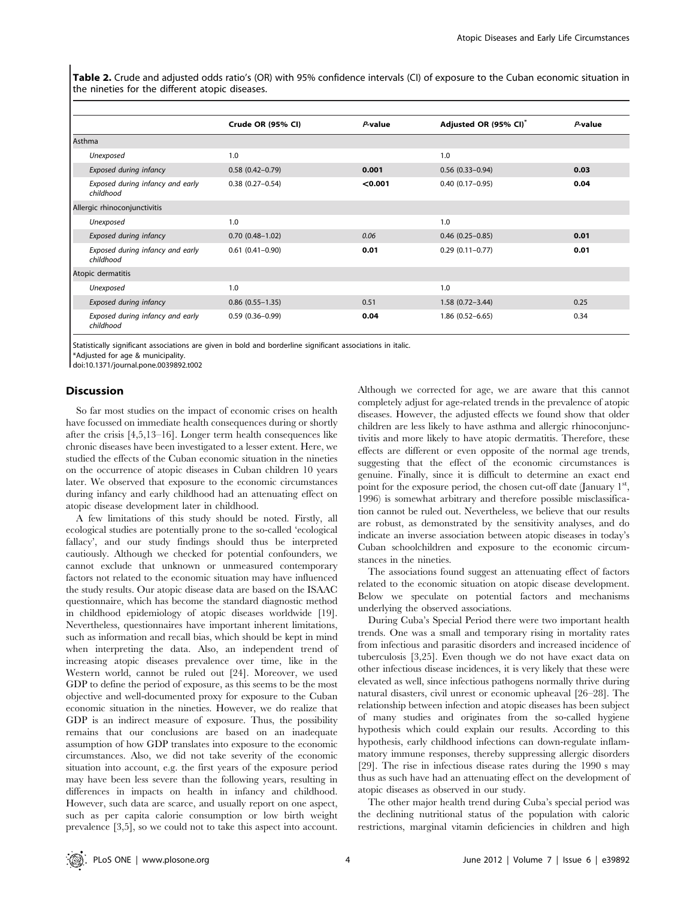**Table 2.** Crude and adjusted odds ratio's (OR) with 95% confidence intervals (CI) of exposure to the Cuban economic situation in the nineties for the different atopic diseases.

| | Crude OR (95% CI) | *P*-value | Adjusted OR (95% CI)* | *P*-value |
|---|---|---|---|---|
| Asthma | | | | |
| *Unexposed* | 1.0 | | 1.0 | |
| *Exposed during infancy* | 0.58 (0.42–0.79) | **0.001** | 0.56 (0.33–0.94) | **0.03** |
| *Exposed during infancy and early childhood* | 0.38 (0.27–0.54) | **<0.001** | 0.40 (0.17–0.95) | **0.04** |
| Allergic rhinoconjunctivitis | | | | |
| *Unexposed* | 1.0 | | 1.0 | |
| *Exposed during infancy* | 0.70 (0.48–1.02) | *0.06* | 0.46 (0.25–0.85) | **0.01** |
| *Exposed during infancy and early childhood* | 0.61 (0.41–0.90) | **0.01** | 0.29 (0.11–0.77) | **0.01** |
| Atopic dermatitis | | | | |
| *Unexposed* | 1.0 | | 1.0 | |
| *Exposed during infancy* | 0.86 (0.55–1.35) | 0.51 | 1.58 (0.72–3.44) | 0.25 |
| *Exposed during infancy and early childhood* | 0.59 (0.36–0.99) | **0.04** | 1.86 (0.52–6.65) | 0.34 |

Statistically significant associations are given in bold and borderline significant associations in italic.

*Adjusted for age & municipality.

doi:10.1371/journal.pone.0039892.t002

## Discussion

So far most studies on the impact of economic crises on health have focussed on immediate health consequences during or shortly after the crisis [4,5,13–16]. Longer term health consequences like chronic diseases have been investigated to a lesser extent. Here, we studied the effects of the Cuban economic situation in the nineties on the occurrence of atopic diseases in Cuban children 10 years later. We observed that exposure to the economic circumstances during infancy and early childhood had an attenuating effect on atopic disease development later in childhood.

A few limitations of this study should be noted. Firstly, all ecological studies are potentially prone to the so-called 'ecological fallacy', and our study findings should thus be interpreted cautiously. Although we checked for potential confounders, we cannot exclude that unknown or unmeasured contemporary factors not related to the economic situation may have influenced the study results. Our atopic disease data are based on the ISAAC questionnaire, which has become the standard diagnostic method in childhood epidemiology of atopic diseases worldwide [19]. Nevertheless, questionnaires have important inherent limitations, such as information and recall bias, which should be kept in mind when interpreting the data. Also, an independent trend of increasing atopic diseases prevalence over time, like in the Western world, cannot be ruled out [24]. Moreover, we used GDP to define the period of exposure, as this seems to be the most objective and well-documented proxy for exposure to the Cuban economic situation in the nineties. However, we do realize that GDP is an indirect measure of exposure. Thus, the possibility remains that our conclusions are based on an inadequate assumption of how GDP translates into exposure to the economic circumstances. Also, we did not take severity of the economic situation into account, e.g. the first years of the exposure period may have been less severe than the following years, resulting in differences in impacts on health in infancy and childhood. However, such data are scarce, and usually report on one aspect, such as per capita calorie consumption or low birth weight prevalence [3,5], so we could not to take this aspect into account. Although we corrected for age, we are aware that this cannot completely adjust for age-related trends in the prevalence of atopic diseases. However, the adjusted effects we found show that older children are less likely to have asthma and allergic rhinoconjunctivitis and more likely to have atopic dermatitis. Therefore, these effects are different or even opposite of the normal age trends, suggesting that the effect of the economic circumstances is genuine. Finally, since it is difficult to determine an exact end point for the exposure period, the chosen cut-off date (January 1st, 1996) is somewhat arbitrary and therefore possible misclassification cannot be ruled out. Nevertheless, we believe that our results are robust, as demonstrated by the sensitivity analyses, and do indicate an inverse association between atopic diseases in today's Cuban schoolchildren and exposure to the economic circumstances in the nineties.

The associations found suggest an attenuating effect of factors related to the economic situation on atopic disease development. Below we speculate on potential factors and mechanisms underlying the observed associations.

During Cuba's Special Period there were two important health trends. One was a small and temporary rising in mortality rates from infectious and parasitic disorders and increased incidence of tuberculosis [3,25]. Even though we do not have exact data on other infectious disease incidences, it is very likely that these were elevated as well, since infectious pathogens normally thrive during natural disasters, civil unrest or economic upheaval [26–28]. The relationship between infection and atopic diseases has been subject of many studies and originates from the so-called hygiene hypothesis which could explain our results. According to this hypothesis, early childhood infections can down-regulate inflammatory immune responses, thereby suppressing allergic disorders [29]. The rise in infectious disease rates during the 1990 s may thus as such have had an attenuating effect on the development of atopic diseases as observed in our study.

The other major health trend during Cuba's special period was the declining nutritional status of the population with caloric restrictions, marginal vitamin deficiencies in children and high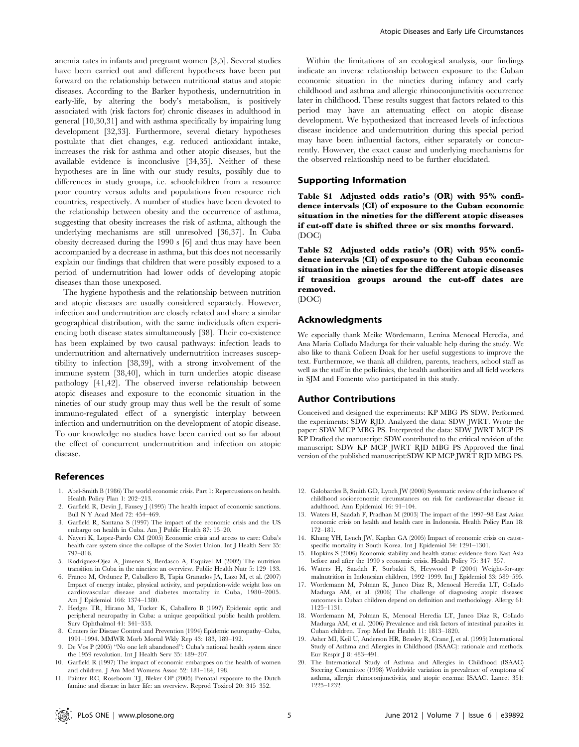anemia rates in infants and pregnant women [3,5]. Several studies have been carried out and different hypotheses have been put forward on the relationship between nutritional status and atopic diseases. According to the Barker hypothesis, undernutrition in early-life, by altering the body's metabolism, is positively associated with (risk factors for) chronic diseases in adulthood in general [10,30,31] and with asthma specifically by impairing lung development [32,33]. Furthermore, several dietary hypotheses postulate that diet changes, e.g. reduced antioxidant intake, increases the risk for asthma and other atopic diseases, but the available evidence is inconclusive [34,35]. Neither of these hypotheses are in line with our study results, possibly due to differences in study groups, i.e. schoolchildren from a resource poor country versus adults and populations from resource rich countries, respectively. A number of studies have been devoted to the relationship between obesity and the occurrence of asthma, suggesting that obesity increases the risk of asthma, although the underlying mechanisms are still unresolved [36,37]. In Cuba obesity decreased during the 1990 s [6] and thus may have been accompanied by a decrease in asthma, but this does not necessarily explain our findings that children that were possibly exposed to a period of undernutrition had lower odds of developing atopic diseases than those unexposed.

The hygiene hypothesis and the relationship between nutrition and atopic diseases are usually considered separately. However, infection and undernutrition are closely related and share a similar geographical distribution, with the same individuals often experiencing both disease states simultaneously [38]. Their co-existence has been explained by two causal pathways: infection leads to undernutrition and alternatively undernutrition increases susceptibility to infection [38,39], with a strong involvement of the immune system [38,40], which in turn underlies atopic disease pathology [41,42]. The observed inverse relationship between atopic diseases and exposure to the economic situation in the nineties of our study group may thus well be the result of some immuno-regulated effect of a synergistic interplay between infection and undernutrition on the development of atopic disease. To our knowledge no studies have been carried out so far about the effect of concurrent undernutrition and infection on atopic disease.

Within the limitations of an ecological analysis, our findings indicate an inverse relationship between exposure to the Cuban economic situation in the nineties during infancy and early childhood and asthma and allergic rhinoconjunctivitis occurrence later in childhood. These results suggest that factors related to this period may have an attenuating effect on atopic disease development. We hypothesized that increased levels of infectious disease incidence and undernutrition during this special period may have been influential factors, either separately or concurrently. However, the exact cause and underlying mechanisms for the observed relationship need to be further elucidated.

## Supporting Information

**Table S1 Adjusted odds ratio's (OR) with 95% confidence intervals (CI) of exposure to the Cuban economic situation in the nineties for the different atopic diseases if cut-off date is shifted three or six months forward.**
(DOC)

**Table S2 Adjusted odds ratio's (OR) with 95% confidence intervals (CI) of exposure to the Cuban economic situation in the nineties for the different atopic diseases if transition groups around the cut-off dates are removed.**
(DOC)

## Acknowledgments

We especially thank Meike Wördemann, Lenina Menocal Heredia, and Ana Maria Collado Madurga for their valuable help during the study. We also like to thank Colleen Doak for her useful suggestions to improve the text. Furthermore, we thank all children, parents, teachers, school staff as well as the staff in the policlinics, the health authorities and all field workers in SJM and Fomento who participated in this study.

## Author Contributions

Conceived and designed the experiments: KP MBG PS SDW. Performed the experiments: SDW RJD. Analyzed the data: SDW JWRT. Wrote the paper: SDW MCP MBG PS. Interpreted the data: SDW JWRT MCP PS KP Drafted the manuscript: SDW contributed to the critical revision of the manuscript: SDW KP MCP JWRT RJD MBG PS Approved the final version of the published manuscript:SDW KP MCP JWRT RJD MBG PS.

## References

1. Abel-Smith B (1986) The world economic crisis. Part 1: Repercussions on health. Health Policy Plan 1: 202–213.
2. Garfield R, Devin J, Fausey J (1995) The health impact of economic sanctions. Bull N Y Acad Med 72: 454–469.
3. Garfield R, Santana S (1997) The impact of the economic crisis and the US embargo on health in Cuba. Am J Public Health 87: 15–20.
4. Nayeri K, Lopez-Pardo CM (2005) Economic crisis and access to care: Cuba's health care system since the collapse of the Soviet Union. Int J Health Serv 35: 797–816.
5. Rodriguez-Ojea A, Jimenez S, Berdasco A, Esquivel M (2002) The nutrition transition in Cuba in the nineties: an overview. Public Health Nutr 5: 129–133.
6. Franco M, Ordunez P, Caballero B, Tapia Granados JA, Lazo M, et al. (2007) Impact of energy intake, physical activity, and population-wide weight loss on cardiovascular disease and diabetes mortality in Cuba, 1980–2005. Am J Epidemiol 166: 1374–1380.
7. Hedges TR, Hirano M, Tucker K, Caballero B (1997) Epidemic optic and peripheral neuropathy in Cuba: a unique geopolitical public health problem. Surv Ophthalmol 41: 341–353.
8. Centers for Disease Control and Prevention (1994) Epidemic neuropathy–Cuba, 1991–1994. MMWR Morb Mortal Wkly Rep 43: 183, 189–192.
9. De Vos P (2005) "No one left abandoned": Cuba's national health system since the 1959 revolution. Int J Health Serv 35: 189–207.
10. Garfield R (1997) The impact of economic embargoes on the health of women and children. J Am Med Womens Assoc 52: 181–184, 198.
11. Painter RC, Roseboom TJ, Bleker OP (2005) Prenatal exposure to the Dutch famine and disease in later life: an overview. Reprod Toxicol 20: 345–352.
12. Galobardes B, Smith GD, Lynch JW (2006) Systematic review of the influence of childhood socioeconomic circumstances on risk for cardiovascular disease in adulthood. Ann Epidemiol 16: 91–104.
13. Waters H, Saadah F, Pradhan M (2003) The impact of the 1997–98 East Asian economic crisis on health and health care in Indonesia. Health Policy Plan 18: 172–181.
14. Khang YH, Lynch JW, Kaplan GA (2005) Impact of economic crisis on cause-specific mortality in South Korea. Int J Epidemiol 34: 1291–1301.
15. Hopkins S (2006) Economic stability and health status: evidence from East Asia before and after the 1990 s economic crisis. Health Policy 75: 347–357.
16. Waters H, Saadah F, Surbakti S, Heywood P (2004) Weight-for-age malnutrition in Indonesian children, 1992–1999. Int J Epidemiol 33: 589–595.
17. Wordemann M, Polman K, Junco Diaz R, Menocal Heredia LT, Collado Madurga AM, et al. (2006) The challenge of diagnosing atopic diseases: outcomes in Cuban children depend on definition and methodology. Allergy 61: 1125–1131.
18. Wordemann M, Polman K, Menocal Heredia LT, Junco Diaz R, Collado Madurga AM, et al. (2006) Prevalence and risk factors of intestinal parasites in Cuban children. Trop Med Int Health 11: 1813–1820.
19. Asher MI, Keil U, Anderson HR, Beasley R, Crane J, et al. (1995) International Study of Asthma and Allergies in Childhood (ISAAC): rationale and methods. Eur Respir J 8: 483–491.
20. The International Study of Asthma and Allergies in Childhood (ISAAC) Steering Committee (1998) Worldwide variation in prevalence of symptoms of asthma, allergic rhinoconjunctivitis, and atopic eczema: ISAAC. Lancet 351: 1225–1232.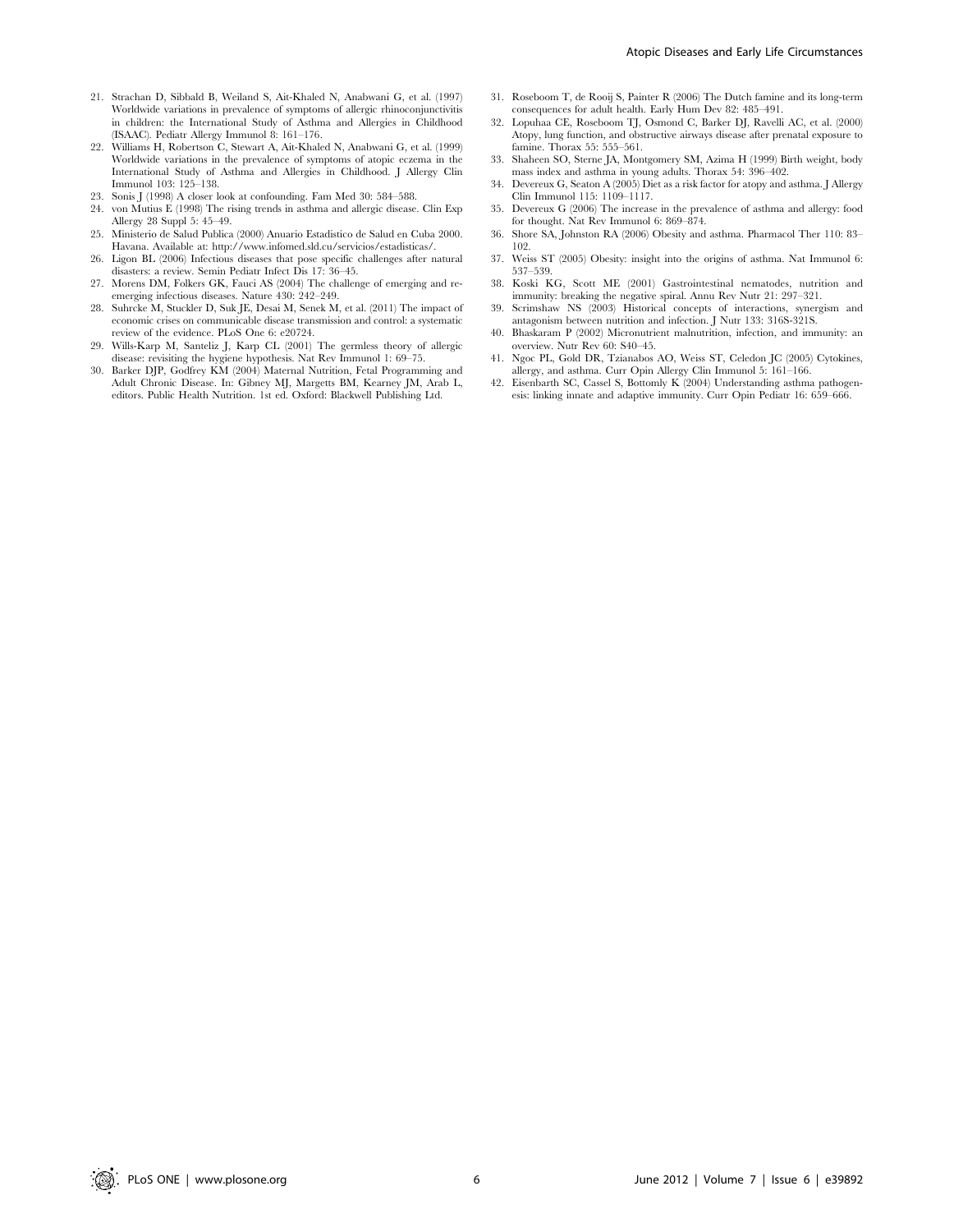21. Strachan D, Sibbald B, Weiland S, Ait-Khaled N, Anabwani G, et al. (1997) Worldwide variations in prevalence of symptoms of allergic rhinoconjunctivitis in children: the International Study of Asthma and Allergies in Childhood (ISAAC). Pediatr Allergy Immunol 8: 161–176.
22. Williams H, Robertson C, Stewart A, Ait-Khaled N, Anabwani G, et al. (1999) Worldwide variations in the prevalence of symptoms of atopic eczema in the International Study of Asthma and Allergies in Childhood. J Allergy Clin Immunol 103: 125–138.
23. Sonis J (1998) A closer look at confounding. Fam Med 30: 584–588.
24. von Mutius E (1998) The rising trends in asthma and allergic disease. Clin Exp Allergy 28 Suppl 5: 45–49.
25. Ministerio de Salud Publica (2000) Anuario Estadistico de Salud en Cuba 2000. Havana. Available at: http://www.infomed.sld.cu/servicios/estadisticas/.
26. Ligon BL (2006) Infectious diseases that pose specific challenges after natural disasters: a review. Semin Pediatr Infect Dis 17: 36–45.
27. Morens DM, Folkers GK, Fauci AS (2004) The challenge of emerging and re-emerging infectious diseases. Nature 430: 242–249.
28. Suhrcke M, Stuckler D, Suk JE, Desai M, Senek M, et al. (2011) The impact of economic crises on communicable disease transmission and control: a systematic review of the evidence. PLoS One 6: e20724.
29. Wills-Karp M, Santeliz J, Karp CL (2001) The germless theory of allergic disease: revisiting the hygiene hypothesis. Nat Rev Immunol 1: 69–75.
30. Barker DJP, Godfrey KM (2004) Maternal Nutrition, Fetal Programming and Adult Chronic Disease. In: Gibney MJ, Margetts BM, Kearney JM, Arab L, editors. Public Health Nutrition. 1st ed. Oxford: Blackwell Publishing Ltd.
31. Roseboom T, de Rooij S, Painter R (2006) The Dutch famine and its long-term consequences for adult health. Early Hum Dev 82: 485–491.
32. Lopuhaa CE, Roseboom TJ, Osmond C, Barker DJ, Ravelli AC, et al. (2000) Atopy, lung function, and obstructive airways disease after prenatal exposure to famine. Thorax 55: 555–561.
33. Shaheen SO, Sterne JA, Montgomery SM, Azima H (1999) Birth weight, body mass index and asthma in young adults. Thorax 54: 396–402.
34. Devereux G, Seaton A (2005) Diet as a risk factor for atopy and asthma. J Allergy Clin Immunol 115: 1109–1117.
35. Devereux G (2006) The increase in the prevalence of asthma and allergy: food for thought. Nat Rev Immunol 6: 869–874.
36. Shore SA, Johnston RA (2006) Obesity and asthma. Pharmacol Ther 110: 83–102.
37. Weiss ST (2005) Obesity: insight into the origins of asthma. Nat Immunol 6: 537–539.
38. Koski KG, Scott ME (2001) Gastrointestinal nematodes, nutrition and immunity: breaking the negative spiral. Annu Rev Nutr 21: 297–321.
39. Scrimshaw NS (2003) Historical concepts of interactions, synergism and antagonism between nutrition and infection. J Nutr 133: 316S-321S.
40. Bhaskaram P (2002) Micronutrient malnutrition, infection, and immunity: an overview. Nutr Rev 60: S40–45.
41. Ngoc PL, Gold DR, Tzianabos AO, Weiss ST, Celedon JC (2005) Cytokines, allergy, and asthma. Curr Opin Allergy Clin Immunol 5: 161–166.
42. Eisenbarth SC, Cassel S, Bottomly K (2004) Understanding asthma pathogenesis: linking innate and adaptive immunity. Curr Opin Pediatr 16: 659–666.